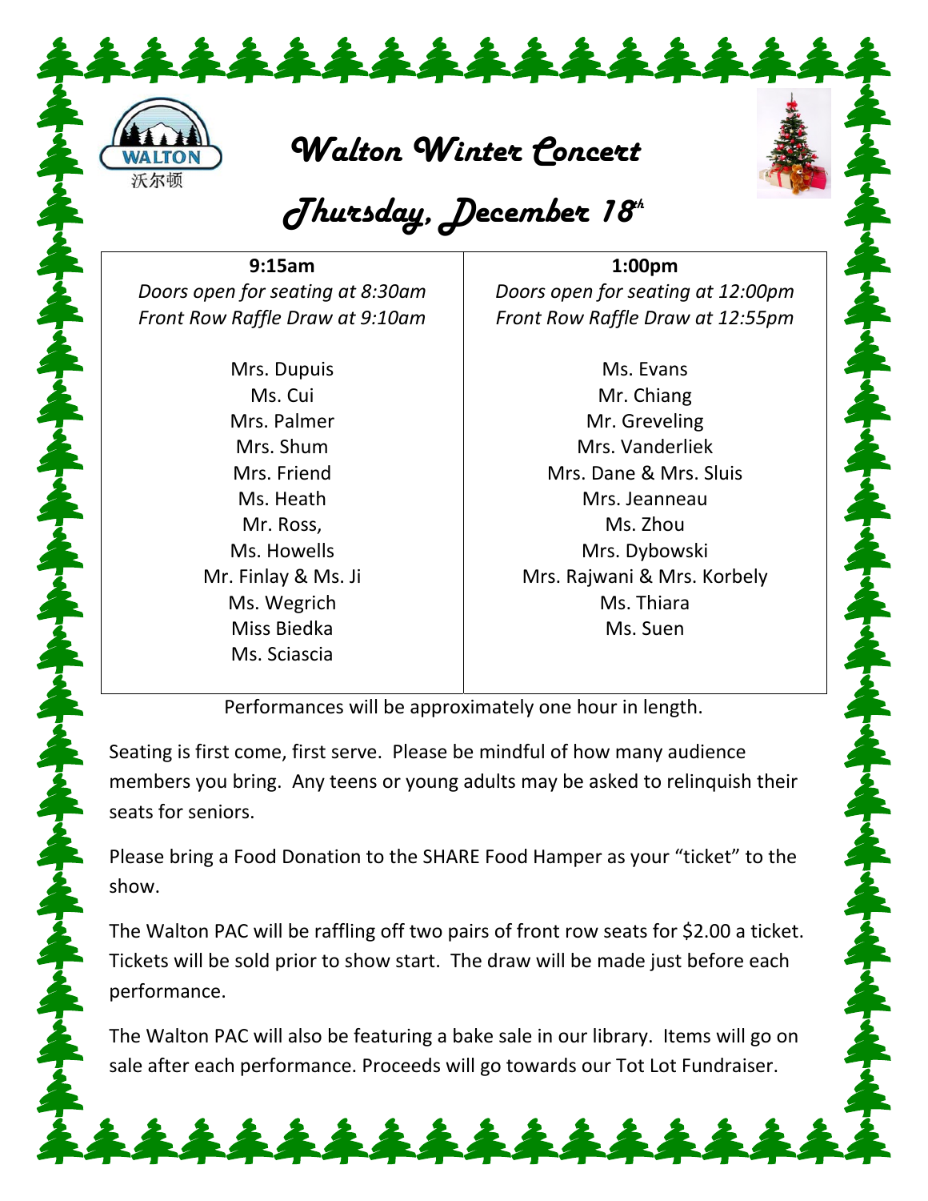WALTON 沃尔顿

# Walton Winter Concert

## Thursday, December 18th

| **9:15am**<br>*Doors open for seating at 8:30am*<br>*Front Row Raffle Draw at 9:10am* | **1:00pm**<br>*Doors open for seating at 12:00pm*<br>*Front Row Raffle Draw at 12:55pm* |
|---|---|
| Mrs. Dupuis | Ms. Evans |
| Ms. Cui | Mr. Chiang |
| Mrs. Palmer | Mr. Greveling |
| Mrs. Shum | Mrs. Vanderliek |
| Mrs. Friend | Mrs. Dane & Mrs. Sluis |
| Ms. Heath | Mrs. Jeanneau |
| Mr. Ross, | Ms. Zhou |
| Ms. Howells | Mrs. Dybowski |
| Mr. Finlay & Ms. Ji | Mrs. Rajwani & Mrs. Korbely |
| Ms. Wegrich | Ms. Thiara |
| Miss Biedka | Ms. Suen |
| Ms. Sciascia | |

Performances will be approximately one hour in length.

Seating is first come, first serve. Please be mindful of how many audience members you bring. Any teens or young adults may be asked to relinquish their seats for seniors.

Please bring a Food Donation to the SHARE Food Hamper as your "ticket" to the show.

The Walton PAC will be raffling off two pairs of front row seats for $2.00 a ticket. Tickets will be sold prior to show start. The draw will be made just before each performance.

The Walton PAC will also be featuring a bake sale in our library. Items will go on sale after each performance. Proceeds will go towards our Tot Lot Fundraiser.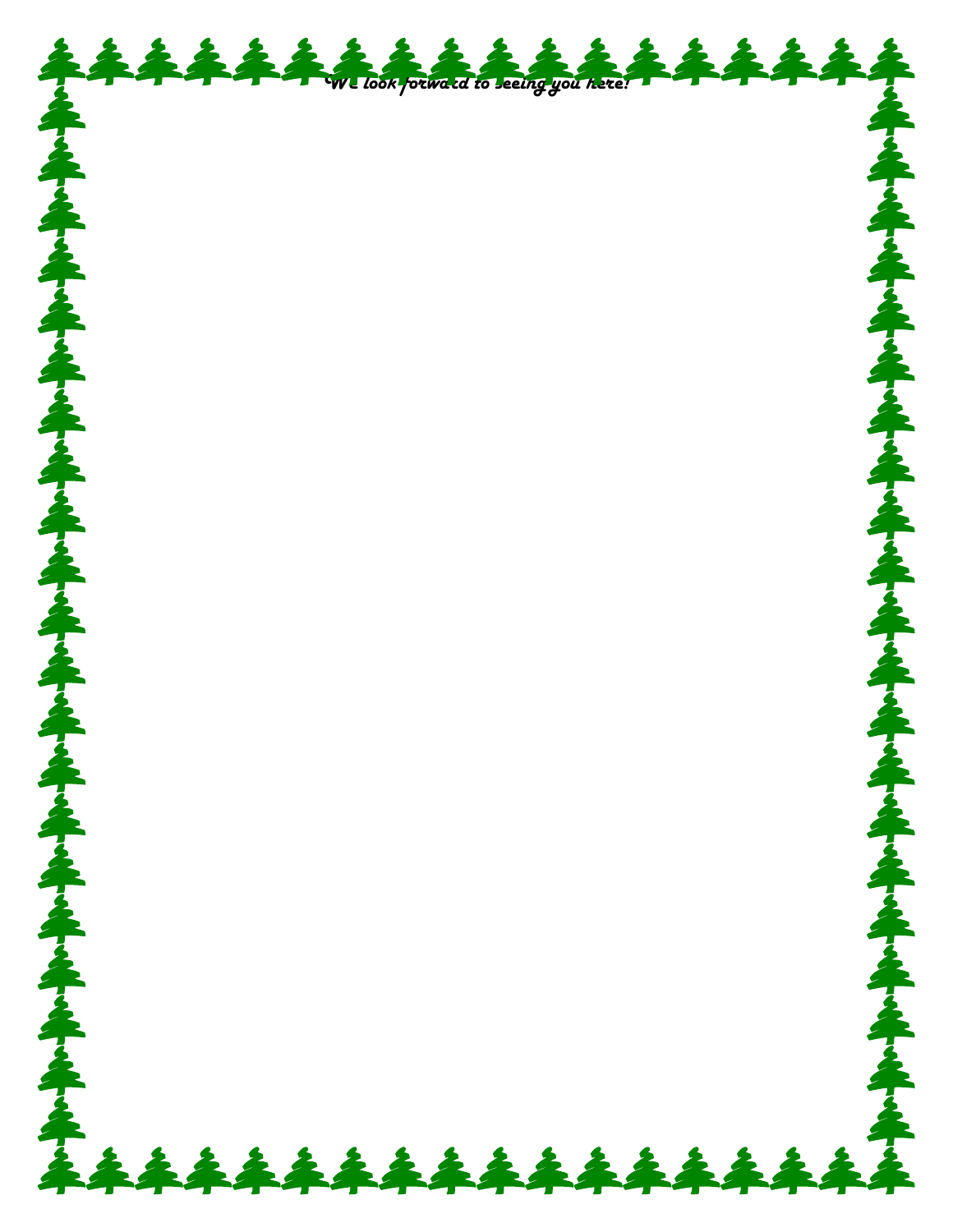*We look forward to seeing you here!*